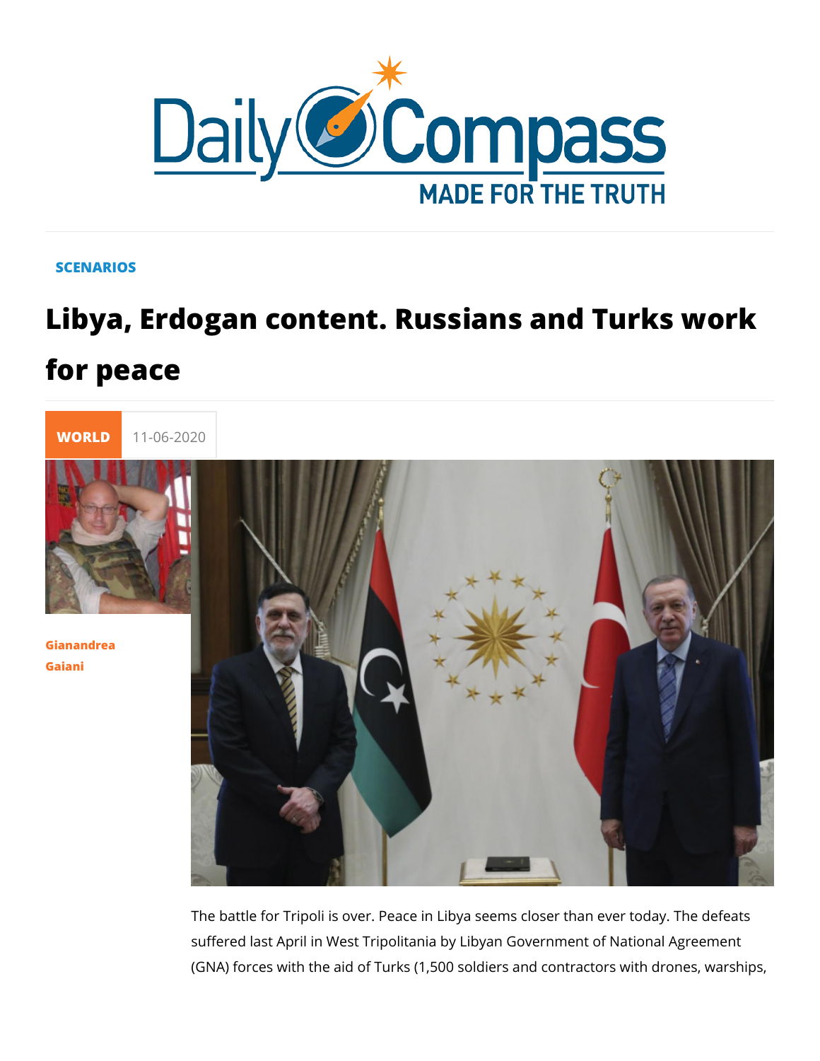SCENARIOS

# Libya, Erdogan content. Russians and Turks work for peace

WORLD 11-06-2020

Gianandrea Gaiani

The battle for Tripoli is over. Peace in Libya seems closer than ever today. The defeats suffered last April in West Tripolitania by Libyan Government of National Agreement (GNA) forces with the aid of Turks (1,500 soldiers and contractors with drones, warships,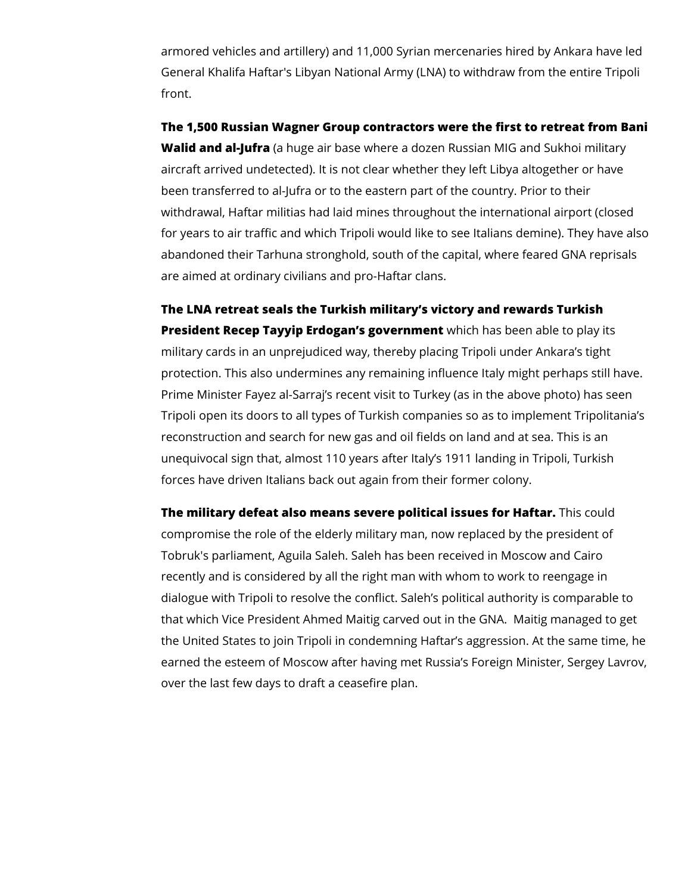armored vehicles and artillery) and 11,000 Syrian mercenaries hired by Ankara have led General Khalifa Haftar's Libyan National Army (LNA) to withdraw from the entire Tripoli front.

**The 1,500 Russian Wagner Group contractors were the first to retreat from Bani Walid and al-Jufra** (a huge air base where a dozen Russian MIG and Sukhoi military aircraft arrived undetected). It is not clear whether they left Libya altogether or have been transferred to al-Jufra or to the eastern part of the country. Prior to their withdrawal, Haftar militias had laid mines throughout the international airport (closed for years to air traffic and which Tripoli would like to see Italians demine). They have also abandoned their Tarhuna stronghold, south of the capital, where feared GNA reprisals are aimed at ordinary civilians and pro-Haftar clans.

**The LNA retreat seals the Turkish military's victory and rewards Turkish President Recep Tayyip Erdogan's government** which has been able to play its military cards in an unprejudiced way, thereby placing Tripoli under Ankara's tight protection. This also undermines any remaining influence Italy might perhaps still have. Prime Minister Fayez al-Sarraj's recent visit to Turkey (as in the above photo) has seen Tripoli open its doors to all types of Turkish companies so as to implement Tripolitania's reconstruction and search for new gas and oil fields on land and at sea. This is an unequivocal sign that, almost 110 years after Italy's 1911 landing in Tripoli, Turkish forces have driven Italians back out again from their former colony.

**The military defeat also means severe political issues for Haftar.** This could compromise the role of the elderly military man, now replaced by the president of Tobruk's parliament, Aguila Saleh. Saleh has been received in Moscow and Cairo recently and is considered by all the right man with whom to work to reengage in dialogue with Tripoli to resolve the conflict. Saleh's political authority is comparable to that which Vice President Ahmed Maitig carved out in the GNA. Maitig managed to get the United States to join Tripoli in condemning Haftar's aggression. At the same time, he earned the esteem of Moscow after having met Russia's Foreign Minister, Sergey Lavrov, over the last few days to draft a ceasefire plan.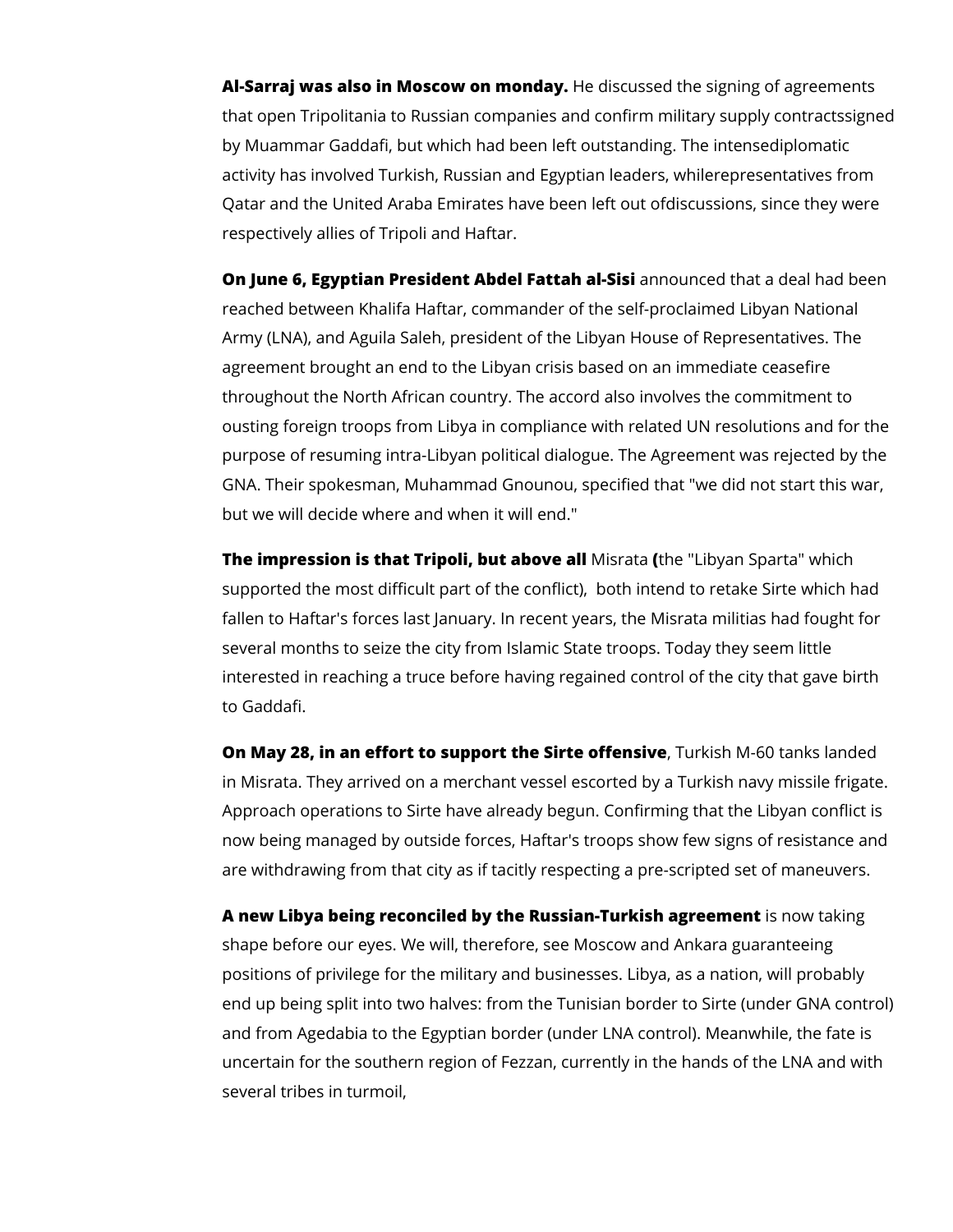**Al-Sarraj was also in Moscow on monday.** He discussed the signing of agreements that open Tripolitania to Russian companies and confirm military supply contractssigned by Muammar Gaddafi, but which had been left outstanding. The intensediplomatic activity has involved Turkish, Russian and Egyptian leaders, whilerepresentatives from Qatar and the United Araba Emirates have been left out ofdiscussions, since they were respectively allies of Tripoli and Haftar.

**On June 6, Egyptian President Abdel Fattah al-Sisi** announced that a deal had been reached between Khalifa Haftar, commander of the self-proclaimed Libyan National Army (LNA), and Aguila Saleh, president of the Libyan House of Representatives. The agreement brought an end to the Libyan crisis based on an immediate ceasefire throughout the North African country. The accord also involves the commitment to ousting foreign troops from Libya in compliance with related UN resolutions and for the purpose of resuming intra-Libyan political dialogue. The Agreement was rejected by the GNA. Their spokesman, Muhammad Gnounou, specified that "we did not start this war, but we will decide where and when it will end."

**The impression is that Tripoli, but above all** Misrata **(**the "Libyan Sparta" which supported the most difficult part of the conflict),  both intend to retake Sirte which had fallen to Haftar's forces last January. In recent years, the Misrata militias had fought for several months to seize the city from Islamic State troops. Today they seem little interested in reaching a truce before having regained control of the city that gave birth to Gaddafi.

**On May 28, in an effort to support the Sirte offensive**, Turkish M-60 tanks landed in Misrata. They arrived on a merchant vessel escorted by a Turkish navy missile frigate. Approach operations to Sirte have already begun. Confirming that the Libyan conflict is now being managed by outside forces, Haftar's troops show few signs of resistance and are withdrawing from that city as if tacitly respecting a pre-scripted set of maneuvers.

**A new Libya being reconciled by the Russian-Turkish agreement** is now taking shape before our eyes. We will, therefore, see Moscow and Ankara guaranteeing positions of privilege for the military and businesses. Libya, as a nation, will probably end up being split into two halves: from the Tunisian border to Sirte (under GNA control) and from Agedabia to the Egyptian border (under LNA control). Meanwhile, the fate is uncertain for the southern region of Fezzan, currently in the hands of the LNA and with several tribes in turmoil,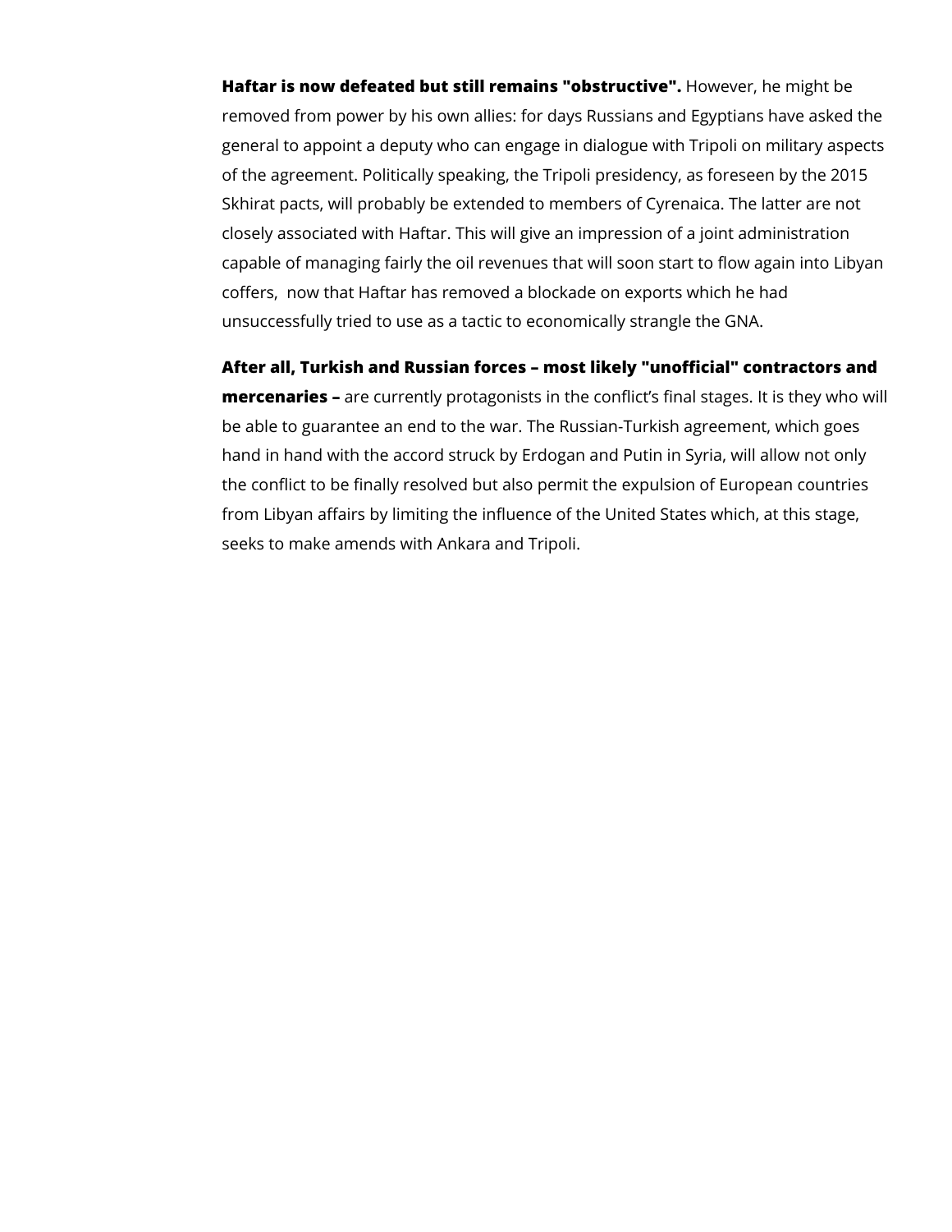**Haftar is now defeated but still remains "obstructive".** However, he might be removed from power by his own allies: for days Russians and Egyptians have asked the general to appoint a deputy who can engage in dialogue with Tripoli on military aspects of the agreement. Politically speaking, the Tripoli presidency, as foreseen by the 2015 Skhirat pacts, will probably be extended to members of Cyrenaica. The latter are not closely associated with Haftar. This will give an impression of a joint administration capable of managing fairly the oil revenues that will soon start to flow again into Libyan coffers, now that Haftar has removed a blockade on exports which he had unsuccessfully tried to use as a tactic to economically strangle the GNA.

**After all, Turkish and Russian forces – most likely "unofficial" contractors and mercenaries –** are currently protagonists in the conflict's final stages. It is they who will be able to guarantee an end to the war. The Russian-Turkish agreement, which goes hand in hand with the accord struck by Erdogan and Putin in Syria, will allow not only the conflict to be finally resolved but also permit the expulsion of European countries from Libyan affairs by limiting the influence of the United States which, at this stage, seeks to make amends with Ankara and Tripoli.